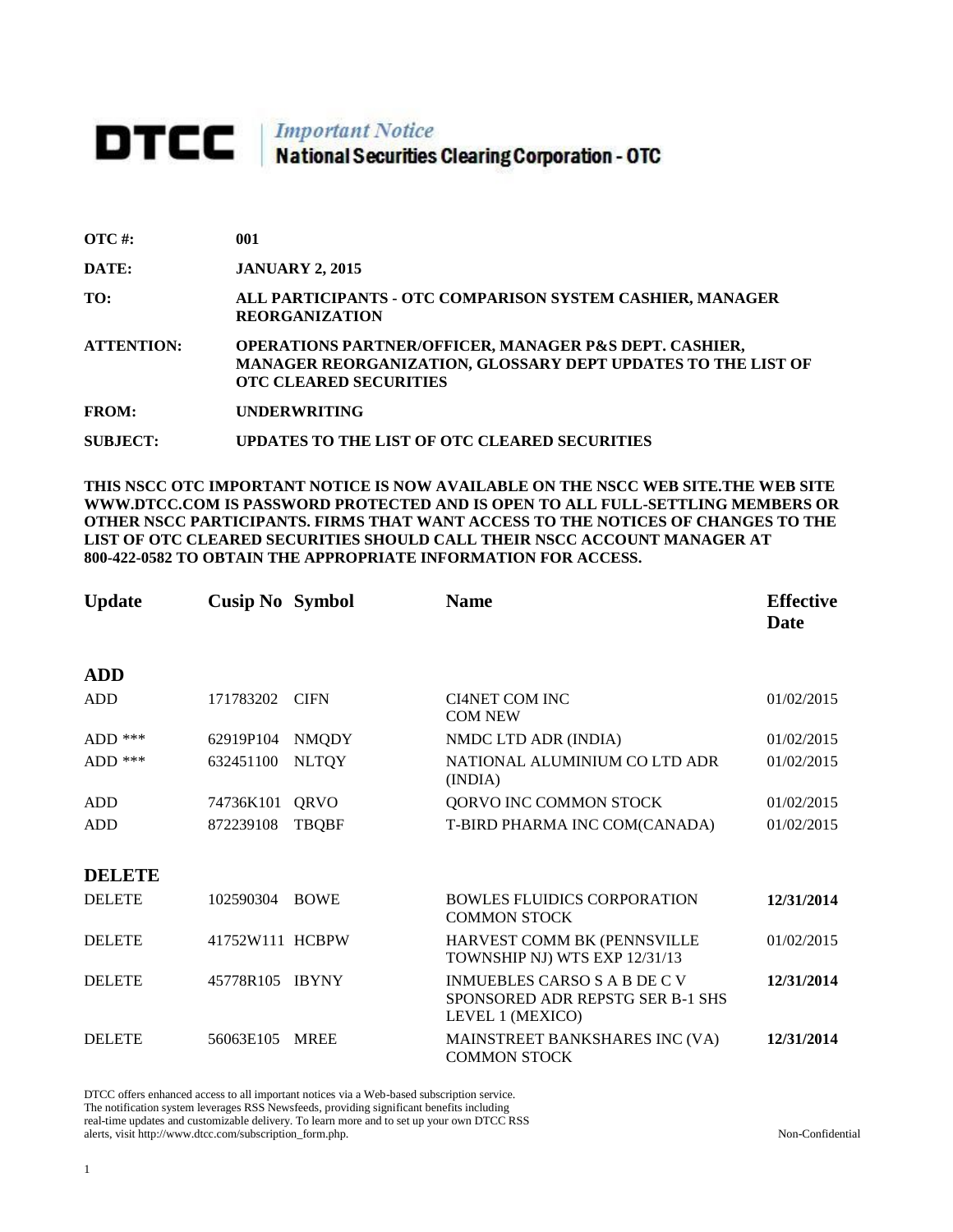# DTCC | *Important Notice* National Securities Clearing Corporation - OTC

**OTC #:** 001

**DATE:** JANUARY 2, 2015

**TO:** ALL PARTICIPANTS - OTC COMPARISON SYSTEM CASHIER, MANAGER REORGANIZATION

**ATTENTION:** OPERATIONS PARTNER/OFFICER, MANAGER P&S DEPT. CASHIER, MANAGER REORGANIZATION, GLOSSARY DEPT UPDATES TO THE LIST OF OTC CLEARED SECURITIES

**FROM:** UNDERWRITING

**SUBJECT:** UPDATES TO THE LIST OF OTC CLEARED SECURITIES

**THIS NSCC OTC IMPORTANT NOTICE IS NOW AVAILABLE ON THE NSCC WEB SITE.THE WEB SITE WWW.DTCC.COM IS PASSWORD PROTECTED AND IS OPEN TO ALL FULL-SETTLING MEMBERS OR OTHER NSCC PARTICIPANTS. FIRMS THAT WANT ACCESS TO THE NOTICES OF CHANGES TO THE LIST OF OTC CLEARED SECURITIES SHOULD CALL THEIR NSCC ACCOUNT MANAGER AT 800-422-0582 TO OBTAIN THE APPROPRIATE INFORMATION FOR ACCESS.**

| Update | Cusip No | Symbol | Name | Effective Date |
|---|---|---|---|---|
| **ADD** | | | | |
| ADD | 171783202 | CIFN | CI4NET COM INC COM NEW | 01/02/2015 |
| ADD *** | 62919P104 | NMQDY | NMDC LTD ADR (INDIA) | 01/02/2015 |
| ADD *** | 632451100 | NLTQY | NATIONAL ALUMINIUM CO LTD ADR (INDIA) | 01/02/2015 |
| ADD | 74736K101 | QRVO | QORVO INC COMMON STOCK | 01/02/2015 |
| ADD | 872239108 | TBQBF | T-BIRD PHARMA INC COM(CANADA) | 01/02/2015 |
| **DELETE** | | | | |
| DELETE | 102590304 | BOWE | BOWLES FLUIDICS CORPORATION COMMON STOCK | **12/31/2014** |
| DELETE | 41752W111 | HCBPW | HARVEST COMM BK (PENNSVILLE TOWNSHIP NJ) WTS EXP 12/31/13 | 01/02/2015 |
| DELETE | 45778R105 | IBYNY | INMUEBLES CARSO S A B DE C V SPONSORED ADR REPSTG SER B-1 SHS LEVEL 1 (MEXICO) | **12/31/2014** |
| DELETE | 56063E105 | MREE | MAINSTREET BANKSHARES INC (VA) COMMON STOCK | **12/31/2014** |

DTCC offers enhanced access to all important notices via a Web-based subscription service. The notification system leverages RSS Newsfeeds, providing significant benefits including real-time updates and customizable delivery. To learn more and to set up your own DTCC RSS alerts, visit http://www.dtcc.com/subscription_form.php.

Non-Confidential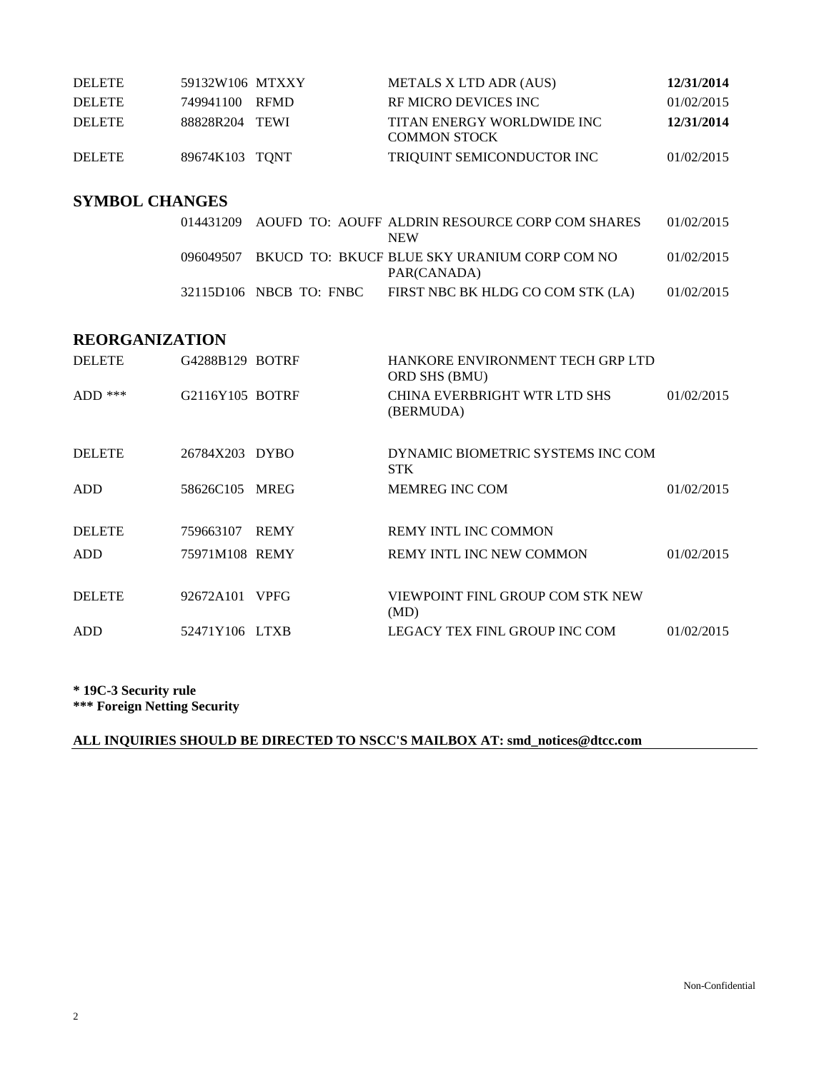| | | | | |
|---|---|---|---|---|
| DELETE | 59132W106 | MTXXY | METALS X LTD ADR (AUS) | **12/31/2014** |
| DELETE | 749941100 | RFMD | RF MICRO DEVICES INC | 01/02/2015 |
| DELETE | 88828R204 | TEWI | TITAN ENERGY WORLDWIDE INC COMMON STOCK | **12/31/2014** |
| DELETE | 89674K103 | TQNT | TRIQUINT SEMICONDUCTOR INC | 01/02/2015 |

## SYMBOL CHANGES

| | | | |
|---|---|---|---|
| 014431209 | AOUFD TO: AOUFF | ALDRIN RESOURCE CORP COM SHARES NEW | 01/02/2015 |
| 096049507 | BKUCD TO: BKUCF | BLUE SKY URANIUM CORP COM NO PAR(CANADA) | 01/02/2015 |
| 32115D106 | NBCB TO: FNBC | FIRST NBC BK HLDG CO COM STK (LA) | 01/02/2015 |

## REORGANIZATION

| | | | | |
|---|---|---|---|---|
| DELETE | G4288B129 | BOTRF | HANKORE ENVIRONMENT TECH GRP LTD ORD SHS (BMU) | |
| ADD *** | G2116Y105 | BOTRF | CHINA EVERBRIGHT WTR LTD SHS (BERMUDA) | 01/02/2015 |
| DELETE | 26784X203 | DYBO | DYNAMIC BIOMETRIC SYSTEMS INC COM STK | |
| ADD | 58626C105 | MREG | MEMREG INC COM | 01/02/2015 |
| DELETE | 759663107 | REMY | REMY INTL INC COMMON | |
| ADD | 75971M108 | REMY | REMY INTL INC NEW COMMON | 01/02/2015 |
| DELETE | 92672A101 | VPFG | VIEWPOINT FINL GROUP COM STK NEW (MD) | |
| ADD | 52471Y106 | LTXB | LEGACY TEX FINL GROUP INC COM | 01/02/2015 |

**\* 19C-3 Security rule**
**\*\*\* Foreign Netting Security**

**ALL INQUIRIES SHOULD BE DIRECTED TO NSCC'S MAILBOX AT: smd_notices@dtcc.com**

Non-Confidential